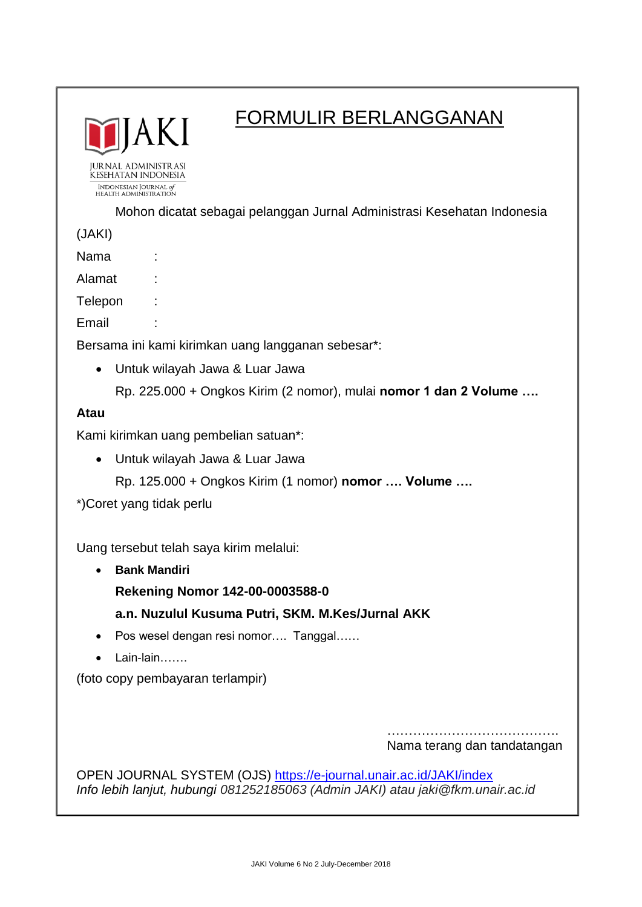JAKI

JURNAL ADMINISTRASI KESEHATAN INDONESIA

INDONESIAN JOURNAL of HEALTH ADMINISTRATION

# FORMULIR BERLANGGANAN

Mohon dicatat sebagai pelanggan Jurnal Administrasi Kesehatan Indonesia (JAKI)

Nama :

Alamat :

Telepon :

Email :

Bersama ini kami kirimkan uang langganan sebesar*:

- Untuk wilayah Jawa & Luar Jawa

  Rp. 225.000 + Ongkos Kirim (2 nomor), mulai **nomor 1 dan 2 Volume ….**

**Atau**

Kami kirimkan uang pembelian satuan*:

- Untuk wilayah Jawa & Luar Jawa

  Rp. 125.000 + Ongkos Kirim (1 nomor) **nomor …. Volume ….**

*)Coret yang tidak perlu

Uang tersebut telah saya kirim melalui:

- **Bank Mandiri**

  **Rekening Nomor 142-00-0003588-0**

  **a.n. Nuzulul Kusuma Putri, SKM. M.Kes/Jurnal AKK**
- Pos wesel dengan resi nomor…. Tanggal……
- Lain-lain…….

(foto copy pembayaran terlampir)

………………………………….

Nama terang dan tandatangan

OPEN JOURNAL SYSTEM (OJS) https://e-journal.unair.ac.id/JAKI/index

*Info lebih lanjut, hubungi 081252185063 (Admin JAKI) atau jaki@fkm.unair.ac.id*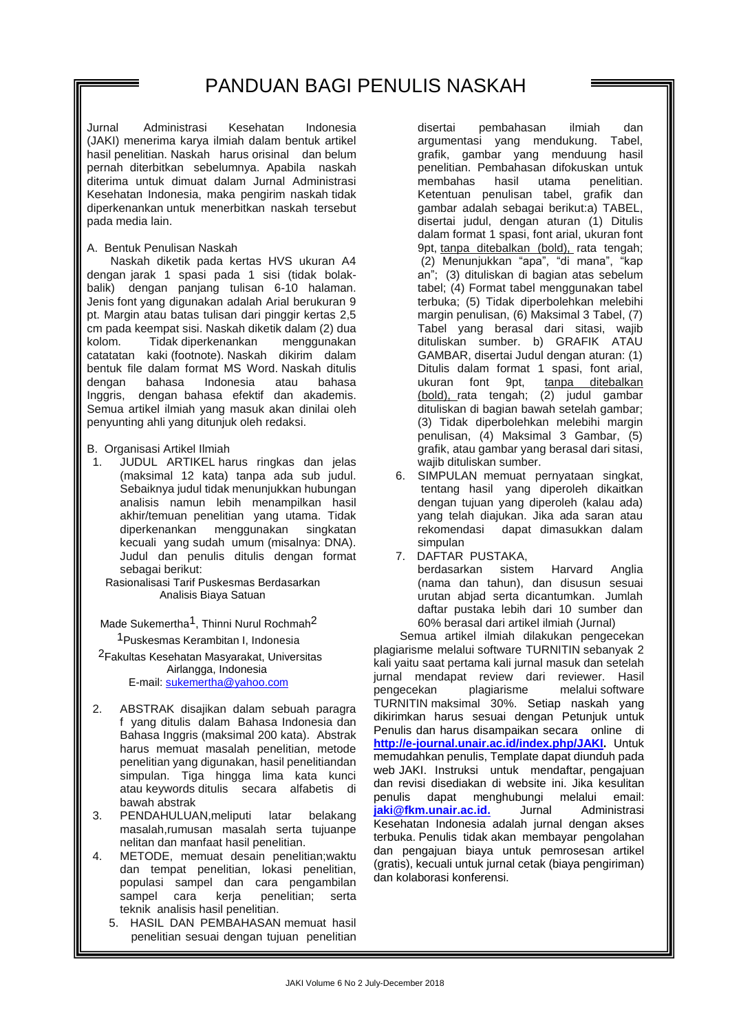# PANDUAN BAGI PENULIS NASKAH

Jurnal Administrasi Kesehatan Indonesia (JAKI) menerima karya ilmiah dalam bentuk artikel hasil penelitian. Naskah harus orisinal dan belum pernah diterbitkan sebelumnya. Apabila naskah diterima untuk dimuat dalam Jurnal Administrasi Kesehatan Indonesia, maka pengirim naskah tidak diperkenankan untuk menerbitkan naskah tersebut pada media lain.

A. Bentuk Penulisan Naskah

Naskah diketik pada kertas HVS ukuran A4 dengan jarak 1 spasi pada 1 sisi (tidak bolak-balik) dengan panjang tulisan 6-10 halaman. Jenis font yang digunakan adalah Arial berukuran 9 pt. Margin atau batas tulisan dari pinggir kertas 2,5 cm pada keempat sisi. Naskah diketik dalam (2) dua kolom. Tidak diperkenankan menggunakan catatatan kaki (footnote). Naskah dikirim dalam bentuk file dalam format MS Word. Naskah ditulis dengan bahasa Indonesia atau bahasa Inggris, dengan bahasa efektif dan akademis. Semua artikel ilmiah yang masuk akan dinilai oleh penyunting ahli yang ditunjuk oleh redaksi.

B. Organisasi Artikel Ilmiah

1. JUDUL ARTIKEL harus ringkas dan jelas (maksimal 12 kata) tanpa ada sub judul. Sebaiknya judul tidak menunjukkan hubungan analisis namun lebih menampilkan hasil akhir/temuan penelitian yang utama. Tidak diperkenankan menggunakan singkatan kecuali yang sudah umum (misalnya: DNA). Judul dan penulis ditulis dengan format sebagai berikut:

   Rasionalisasi Tarif Puskesmas Berdasarkan Analisis Biaya Satuan

   Made Sukemertha[1], Thinni Nurul Rochmah[2]

   [1]Puskesmas Kerambitan I, Indonesia

   [2]Fakultas Kesehatan Masyarakat, Universitas Airlangga, Indonesia

   E-mail: sukemertha@yahoo.com

2. ABSTRAK disajikan dalam sebuah paragra f yang ditulis dalam Bahasa Indonesia dan Bahasa Inggris (maksimal 200 kata). Abstrak harus memuat masalah penelitian, metode penelitian yang digunakan, hasil penelitiandan simpulan. Tiga hingga lima kata kunci atau keywords ditulis secara alfabetis di bawah abstrak
3. PENDAHULUAN,meliputi latar belakang masalah,rumusan masalah serta tujuanpe nelitan dan manfaat hasil penelitian.
4. METODE, memuat desain penelitian;waktu dan tempat penelitian, lokasi penelitian, populasi sampel dan cara pengambilan sampel cara kerja penelitian; serta teknik analisis hasil penelitian.
5. HASIL DAN PEMBAHASAN memuat hasil penelitian sesuai dengan tujuan penelitian disertai pembahasan ilmiah dan argumentasi yang mendukung. Tabel, grafik, gambar yang menduung hasil penelitian. Pembahasan difokuskan untuk membahas hasil utama penelitian. Ketentuan penulisan tabel, grafik dan gambar adalah sebagai berikut:a) TABEL, disertai judul, dengan aturan (1) Ditulis dalam format 1 spasi, font arial, ukuran font 9pt, tanpa ditebalkan (bold), rata tengah; (2) Menunjukkan "apa", "di mana", "kap an"; (3) dituliskan di bagian atas sebelum tabel; (4) Format tabel menggunakan tabel terbuka; (5) Tidak diperbolehkan melebihi margin penulisan, (6) Maksimal 3 Tabel, (7) Tabel yang berasal dari sitasi, wajib dituliskan sumber. b) GRAFIK ATAU GAMBAR, disertai Judul dengan aturan: (1) Ditulis dalam format 1 spasi, font arial, ukuran font 9pt, tanpa ditebalkan (bold), rata tengah; (2) judul gambar dituliskan di bagian bawah setelah gambar; (3) Tidak diperbolehkan melebihi margin penulisan, (4) Maksimal 3 Gambar, (5) grafik, atau gambar yang berasal dari sitasi, wajib dituliskan sumber.
6. SIMPULAN memuat pernyataan singkat, tentang hasil yang diperoleh dikaitkan dengan tujuan yang diperoleh (kalau ada) yang telah diajukan. Jika ada saran atau rekomendasi dapat dimasukkan dalam simpulan
7. DAFTAR PUSTAKA, berdasarkan sistem Harvard Anglia (nama dan tahun), dan disusun sesuai urutan abjad serta dicantumkan. Jumlah daftar pustaka lebih dari 10 sumber dan 60% berasal dari artikel ilmiah (Jurnal)

Semua artikel ilmiah dilakukan pengecekan plagiarisme melalui software TURNITIN sebanyak 2 kali yaitu saat pertama kali jurnal masuk dan setelah jurnal mendapat review dari reviewer. Hasil pengecekan plagiarisme melalui software TURNITIN maksimal 30%. Setiap naskah yang dikirimkan harus sesuai dengan Petunjuk untuk Penulis dan harus disampaikan secara online di **http://e-journal.unair.ac.id/index.php/JAKI**. Untuk memudahkan penulis, Template dapat diunduh pada web JAKI. Instruksi untuk mendaftar, pengajuan dan revisi disediakan di website ini. Jika kesulitan penulis dapat menghubungi melalui email: **jaki@fkm.unair.ac.id.** Jurnal Administrasi Kesehatan Indonesia adalah jurnal dengan akses terbuka. Penulis tidak akan membayar pengolahan dan pengajuan biaya untuk pemrosesan artikel (gratis), kecuali untuk jurnal cetak (biaya pengiriman) dan kolaborasi konferensi.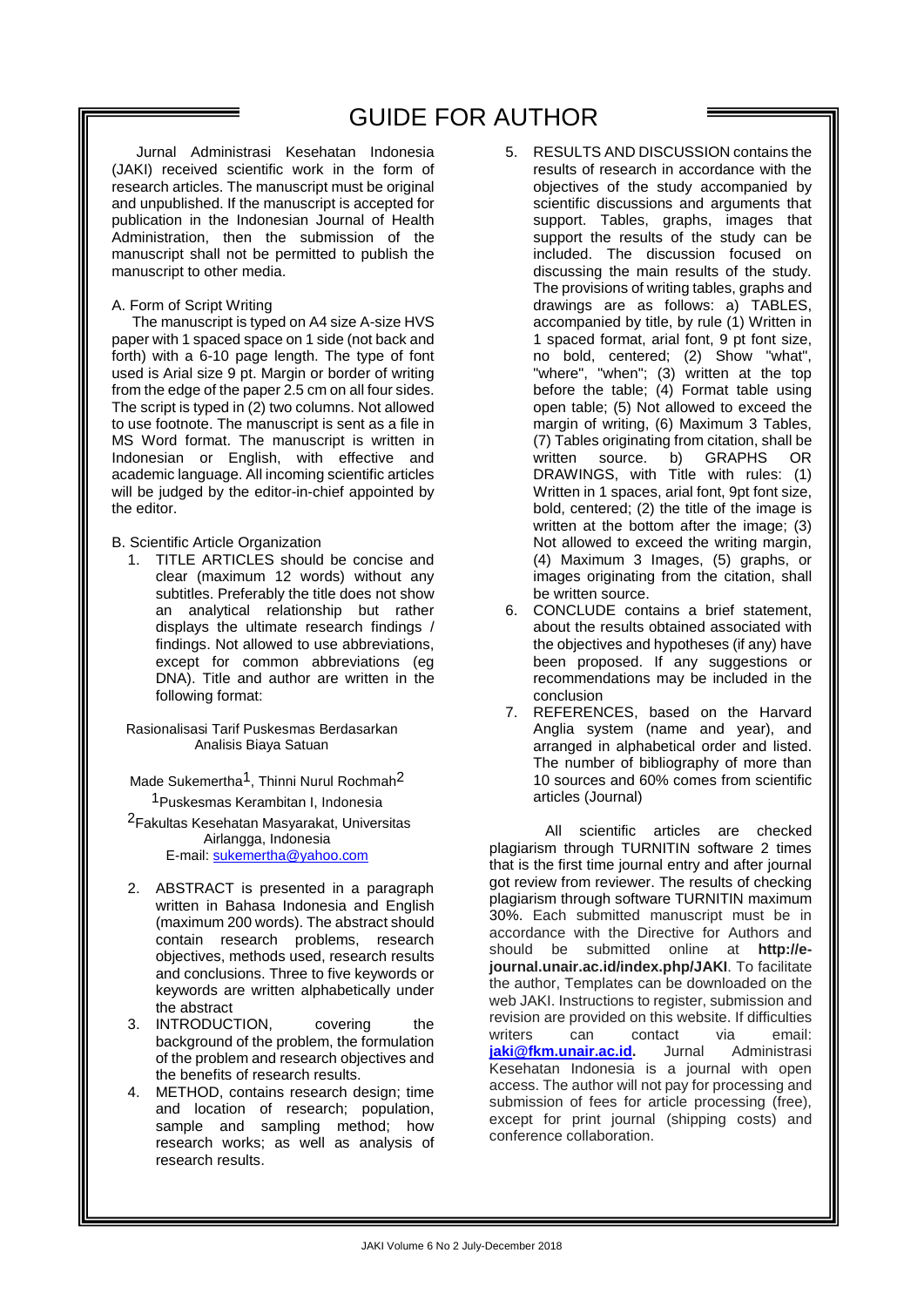# GUIDE FOR AUTHOR

Jurnal Administrasi Kesehatan Indonesia (JAKI) received scientific work in the form of research articles. The manuscript must be original and unpublished. If the manuscript is accepted for publication in the Indonesian Journal of Health Administration, then the submission of the manuscript shall not be permitted to publish the manuscript to other media.

A. Form of Script Writing

The manuscript is typed on A4 size A-size HVS paper with 1 spaced space on 1 side (not back and forth) with a 6-10 page length. The type of font used is Arial size 9 pt. Margin or border of writing from the edge of the paper 2.5 cm on all four sides. The script is typed in (2) two columns. Not allowed to use footnote. The manuscript is sent as a file in MS Word format. The manuscript is written in Indonesian or English, with effective and academic language. All incoming scientific articles will be judged by the editor-in-chief appointed by the editor.

B. Scientific Article Organization

1. TITLE ARTICLES should be concise and clear (maximum 12 words) without any subtitles. Preferably the title does not show an analytical relationship but rather displays the ultimate research findings / findings. Not allowed to use abbreviations, except for common abbreviations (eg DNA). Title and author are written in the following format:

   Rasionalisasi Tarif Puskesmas Berdasarkan Analisis Biaya Satuan

   Made Sukemertha[1], Thinni Nurul Rochmah[2]
   [1]Puskesmas Kerambitan I, Indonesia
   [2]Fakultas Kesehatan Masyarakat, Universitas Airlangga, Indonesia
   E-mail: sukemertha@yahoo.com

2. ABSTRACT is presented in a paragraph written in Bahasa Indonesia and English (maximum 200 words). The abstract should contain research problems, research objectives, methods used, research results and conclusions. Three to five keywords or keywords are written alphabetically under the abstract
3. INTRODUCTION, covering the background of the problem, the formulation of the problem and research objectives and the benefits of research results.
4. METHOD, contains research design; time and location of research; population, sample and sampling method; how research works; as well as analysis of research results.
5. RESULTS AND DISCUSSION contains the results of research in accordance with the objectives of the study accompanied by scientific discussions and arguments that support. Tables, graphs, images that support the results of the study can be included. The discussion focused on discussing the main results of the study. The provisions of writing tables, graphs and drawings are as follows: a) TABLES, accompanied by title, by rule (1) Written in 1 spaced format, arial font, 9 pt font size, no bold, centered; (2) Show "what", "where", "when"; (3) written at the top before the table; (4) Format table using open table; (5) Not allowed to exceed the margin of writing, (6) Maximum 3 Tables, (7) Tables originating from citation, shall be written source. b) GRAPHS OR DRAWINGS, with Title with rules: (1) Written in 1 spaces, arial font, 9pt font size, bold, centered; (2) the title of the image is written at the bottom after the image; (3) Not allowed to exceed the writing margin, (4) Maximum 3 Images, (5) graphs, or images originating from the citation, shall be written source.
6. CONCLUDE contains a brief statement, about the results obtained associated with the objectives and hypotheses (if any) have been proposed. If any suggestions or recommendations may be included in the conclusion
7. REFERENCES, based on the Harvard Anglia system (name and year), and arranged in alphabetical order and listed. The number of bibliography of more than 10 sources and 60% comes from scientific articles (Journal)

All scientific articles are checked plagiarism through TURNITIN software 2 times that is the first time journal entry and after journal got review from reviewer. The results of checking plagiarism through software TURNITIN maximum 30%. Each submitted manuscript must be in accordance with the Directive for Authors and should be submitted online at **http://e-journal.unair.ac.id/index.php/JAKI**. To facilitate the author, Templates can be downloaded on the web JAKI. Instructions to register, submission and revision are provided on this website. If difficulties writers can contact via email: **jaki@fkm.unair.ac.id.** Jurnal Administrasi Kesehatan Indonesia is a journal with open access. The author will not pay for processing and submission of fees for article processing (free), except for print journal (shipping costs) and conference collaboration.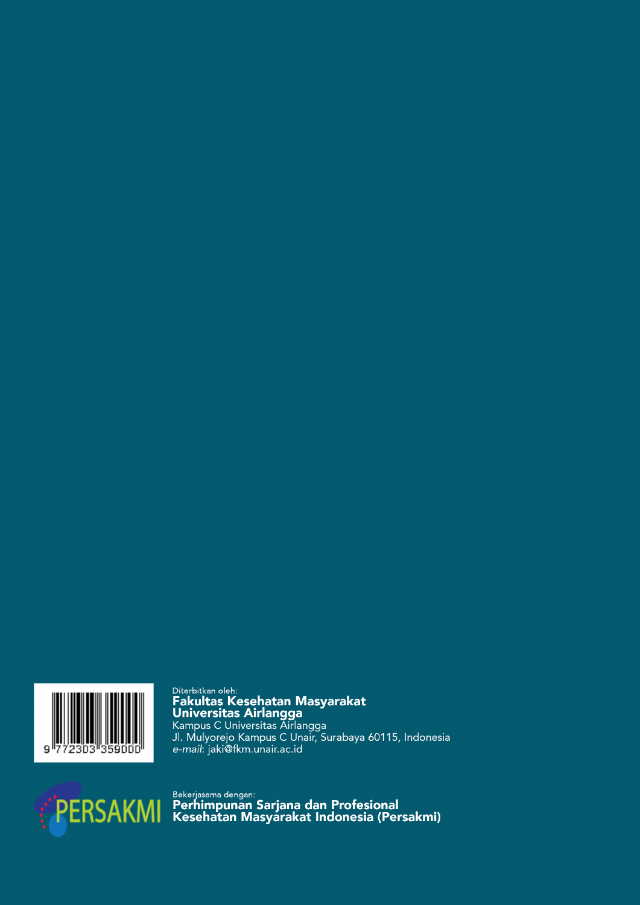9 772303 359000

Diterbitkan oleh:

**Fakultas Kesehatan Masyarakat**
**Universitas Airlangga**

Kampus C Universitas Airlangga
Jl. Mulyorejo Kampus C Unair, Surabaya 60115, Indonesia
*e-mail*: jaki@fkm.unair.ac.id

PERSAKMI

Bekerjasama dengan:

**Perhimpunan Sarjana dan Profesional**
**Kesehatan Masyarakat Indonesia (Persakmi)**